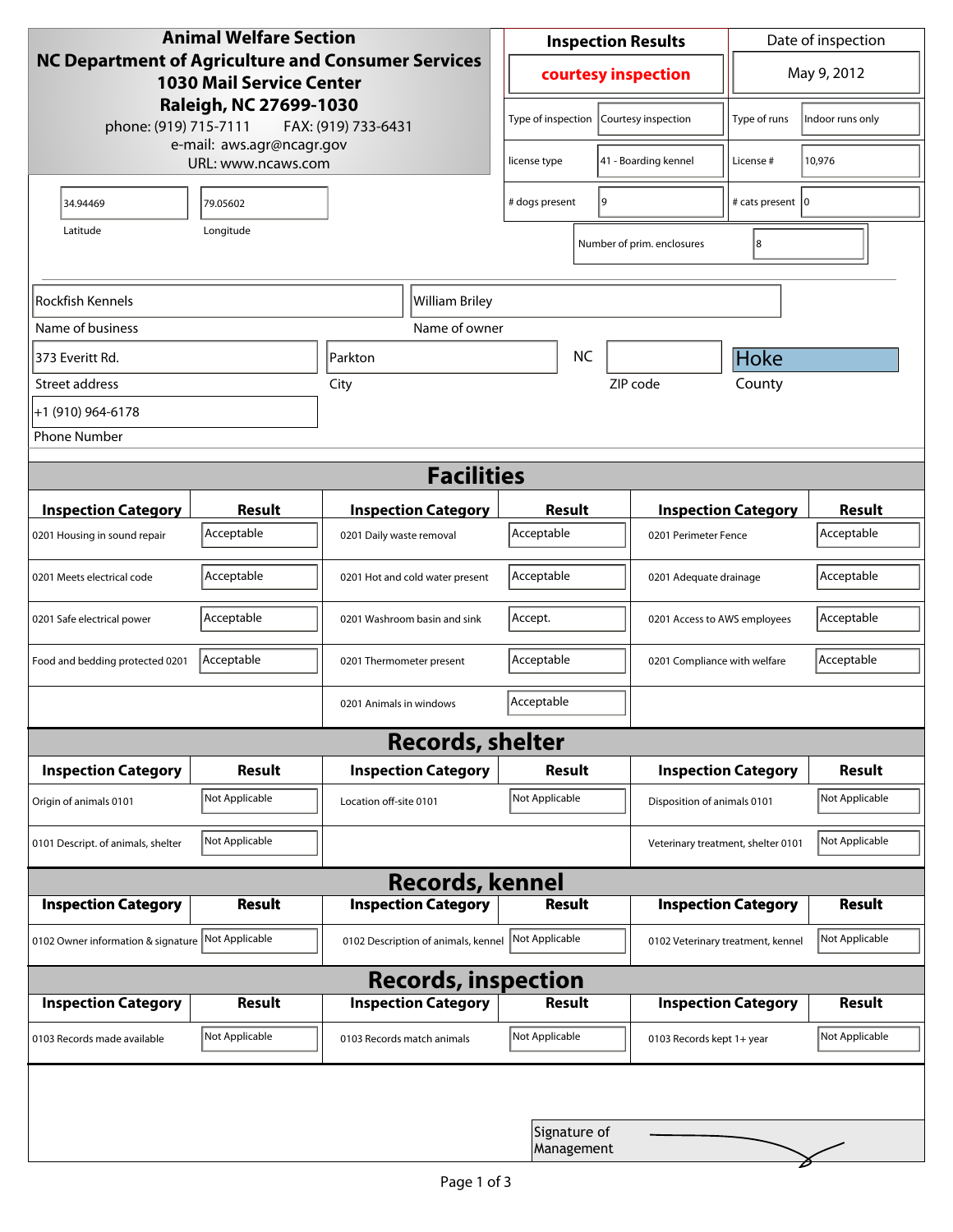**Animal Welfare Section**
**NC Department of Agriculture and Consumer Services**
**1030 Mail Service Center**
**Raleigh, NC 27699-1030**
phone: (919) 715-7111 FAX: (919) 733-6431
e-mail: aws.agr@ncagr.gov
URL: www.ncaws.com

| Inspection Results | Date of inspection |
|---|---|
| courtesy inspection | May 9, 2012 |

| Type of inspection | Courtesy inspection | Type of runs | Indoor runs only |
|---|---|---|---|
| license type | 41 - Boarding kennel | License # | 10,976 |
| # dogs present | 9 | # cats present | 0 |
| Number of prim. enclosures | 8 | | |

| Latitude | Longitude |
|---|---|
| 34.94469 | 79.05602 |

| Name of business | Name of owner |
|---|---|
| Rockfish Kennels | William Briley |

| Street address | City | State | ZIP code | County |
|---|---|---|---|---|
| 373 Everitt Rd. | Parkton | NC | | Hoke |

Phone Number: +1 (910) 964-6178

## Facilities

| Inspection Category | Result | Inspection Category | Result | Inspection Category | Result |
|---|---|---|---|---|---|
| 0201 Housing in sound repair | Acceptable | 0201 Daily waste removal | Acceptable | 0201 Perimeter Fence | Acceptable |
| 0201 Meets electrical code | Acceptable | 0201 Hot and cold water present | Acceptable | 0201 Adequate drainage | Acceptable |
| 0201 Safe electrical power | Acceptable | 0201 Washroom basin and sink | Accept. | 0201 Access to AWS employees | Acceptable |
| Food and bedding protected 0201 | Acceptable | 0201 Thermometer present | Acceptable | 0201 Compliance with welfare | Acceptable |
| | | 0201 Animals in windows | Acceptable | | |

## Records, shelter

| Inspection Category | Result | Inspection Category | Result | Inspection Category | Result |
|---|---|---|---|---|---|
| Origin of animals 0101 | Not Applicable | Location off-site 0101 | Not Applicable | Disposition of animals 0101 | Not Applicable |
| 0101 Descript. of animals, shelter | Not Applicable | | | Veterinary treatment, shelter 0101 | Not Applicable |

## Records, kennel

| Inspection Category | Result | Inspection Category | Result | Inspection Category | Result |
|---|---|---|---|---|---|
| 0102 Owner information & signature | Not Applicable | 0102 Description of animals, kennel | Not Applicable | 0102 Veterinary treatment, kennel | Not Applicable |

## Records, inspection

| Inspection Category | Result | Inspection Category | Result | Inspection Category | Result |
|---|---|---|---|---|---|
| 0103 Records made available | Not Applicable | 0103 Records match animals | Not Applicable | 0103 Records kept 1+ year | Not Applicable |

Signature of Management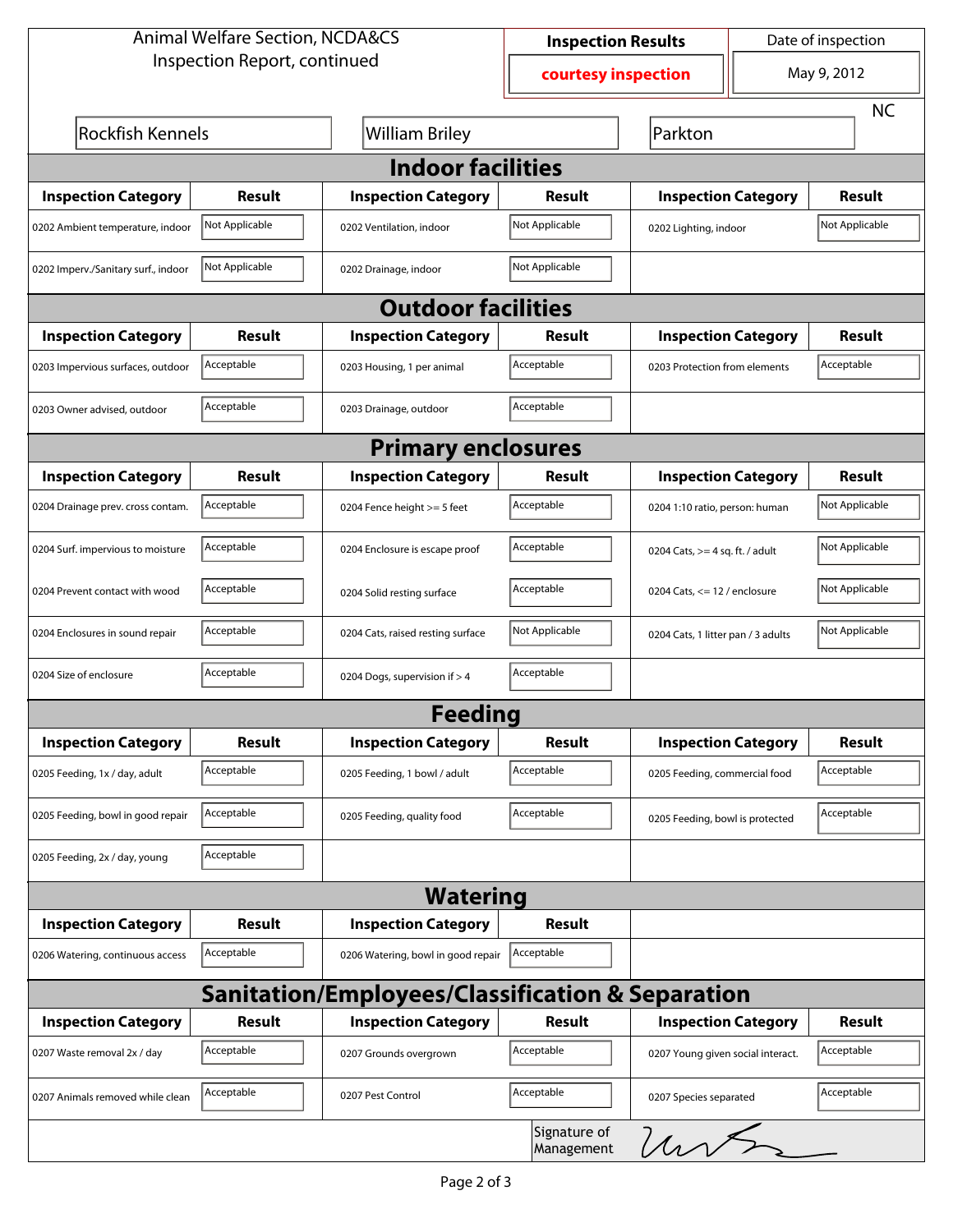Animal Welfare Section, NCDA&CS
Inspection Report, continued

| Inspection Results | Date of inspection |
|---|---|
| **courtesy inspection** | May 9, 2012 |

| Rockfish Kennels | William Briley | Parkton | NC |
|---|---|---|---|

## Indoor facilities

| Inspection Category | Result | Inspection Category | Result | Inspection Category | Result |
|---|---|---|---|---|---|
| 0202 Ambient temperature, indoor | Not Applicable | 0202 Ventilation, indoor | Not Applicable | 0202 Lighting, indoor | Not Applicable |
| 0202 Imperv./Sanitary surf., indoor | Not Applicable | 0202 Drainage, indoor | Not Applicable | | |

## Outdoor facilities

| Inspection Category | Result | Inspection Category | Result | Inspection Category | Result |
|---|---|---|---|---|---|
| 0203 Impervious surfaces, outdoor | Acceptable | 0203 Housing, 1 per animal | Acceptable | 0203 Protection from elements | Acceptable |
| 0203 Owner advised, outdoor | Acceptable | 0203 Drainage, outdoor | Acceptable | | |

## Primary enclosures

| Inspection Category | Result | Inspection Category | Result | Inspection Category | Result |
|---|---|---|---|---|---|
| 0204 Drainage prev. cross contam. | Acceptable | 0204 Fence height >= 5 feet | Acceptable | 0204 1:10 ratio, person: human | Not Applicable |
| 0204 Surf. impervious to moisture | Acceptable | 0204 Enclosure is escape proof | Acceptable | 0204 Cats, >= 4 sq. ft. / adult | Not Applicable |
| 0204 Prevent contact with wood | Acceptable | 0204 Solid resting surface | Acceptable | 0204 Cats, <= 12 / enclosure | Not Applicable |
| 0204 Enclosures in sound repair | Acceptable | 0204 Cats, raised resting surface | Not Applicable | 0204 Cats, 1 litter pan / 3 adults | Not Applicable |
| 0204 Size of enclosure | Acceptable | 0204 Dogs, supervision if > 4 | Acceptable | | |

## Feeding

| Inspection Category | Result | Inspection Category | Result | Inspection Category | Result |
|---|---|---|---|---|---|
| 0205 Feeding, 1x / day, adult | Acceptable | 0205 Feeding, 1 bowl / adult | Acceptable | 0205 Feeding, commercial food | Acceptable |
| 0205 Feeding, bowl in good repair | Acceptable | 0205 Feeding, quality food | Acceptable | 0205 Feeding, bowl is protected | Acceptable |
| 0205 Feeding, 2x / day, young | Acceptable | | | | |

## Watering

| Inspection Category | Result | Inspection Category | Result |
|---|---|---|---|
| 0206 Watering, continuous access | Acceptable | 0206 Watering, bowl in good repair | Acceptable |

## Sanitation/Employees/Classification & Separation

| Inspection Category | Result | Inspection Category | Result | Inspection Category | Result |
|---|---|---|---|---|---|
| 0207 Waste removal 2x / day | Acceptable | 0207 Grounds overgrown | Acceptable | 0207 Young given social interact. | Acceptable |
| 0207 Animals removed while clean | Acceptable | 0207 Pest Control | Acceptable | 0207 Species separated | Acceptable |

Signature of Management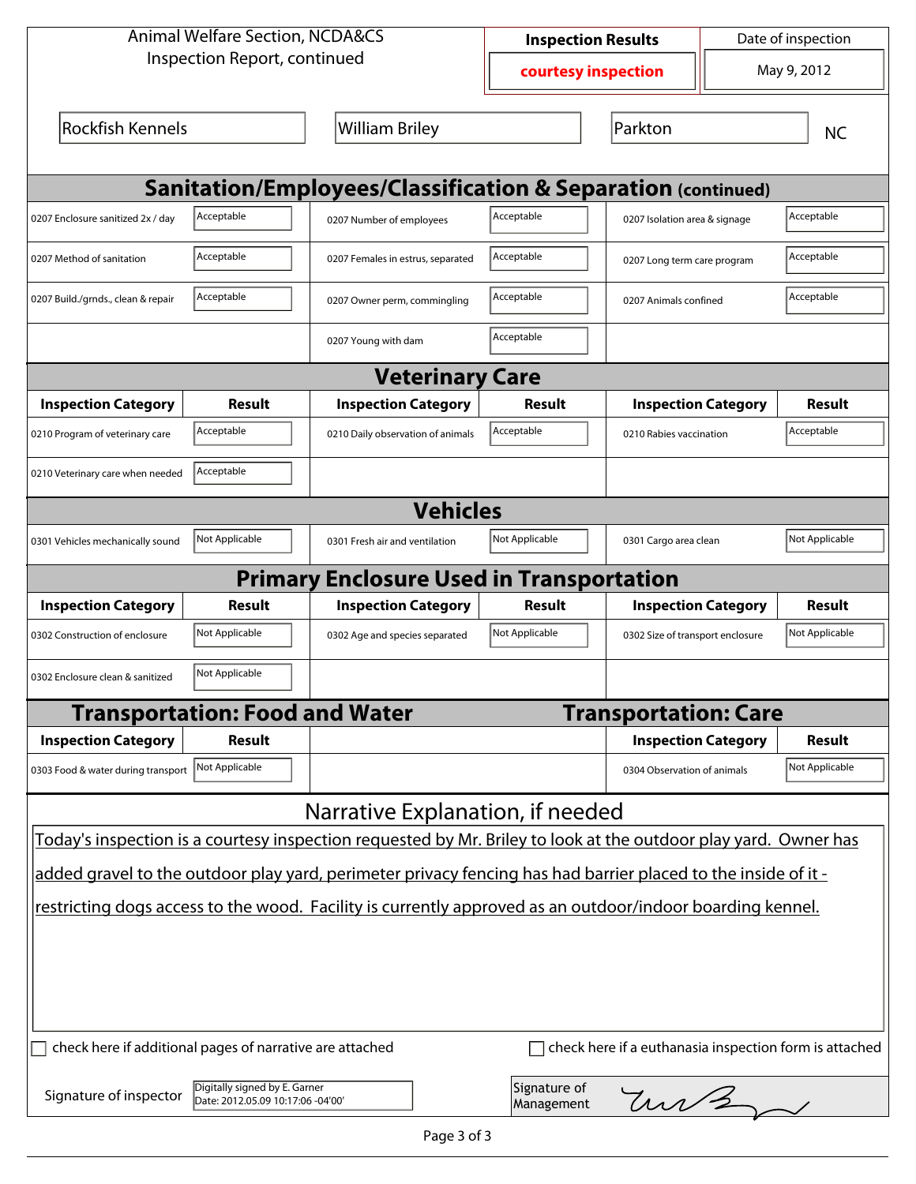Animal Welfare Section, NCDA&CS
Inspection Report, continued

| Inspection Results | Date of inspection |
| --- | --- |
| courtesy inspection | May 9, 2012 |

Rockfish Kennels | William Briley | Parkton | NC

## Sanitation/Employees/Classification & Separation (continued)

| | | | | | |
| --- | --- | --- | --- | --- | --- |
| 0207 Enclosure sanitized 2x / day | Acceptable | 0207 Number of employees | Acceptable | 0207 Isolation area & signage | Acceptable |
| 0207 Method of sanitation | Acceptable | 0207 Females in estrus, separated | Acceptable | 0207 Long term care program | Acceptable |
| 0207 Build./grnds., clean & repair | Acceptable | 0207 Owner perm, commingling | Acceptable | 0207 Animals confined | Acceptable |
| | | 0207 Young with dam | Acceptable | | |

## Veterinary Care

| Inspection Category | Result | Inspection Category | Result | Inspection Category | Result |
| --- | --- | --- | --- | --- | --- |
| 0210 Program of veterinary care | Acceptable | 0210 Daily observation of animals | Acceptable | 0210 Rabies vaccination | Acceptable |
| 0210 Veterinary care when needed | Acceptable | | | | |

## Vehicles

| | | | | | |
| --- | --- | --- | --- | --- | --- |
| 0301 Vehicles mechanically sound | Not Applicable | 0301 Fresh air and ventilation | Not Applicable | 0301 Cargo area clean | Not Applicable |

## Primary Enclosure Used in Transportation

| Inspection Category | Result | Inspection Category | Result | Inspection Category | Result |
| --- | --- | --- | --- | --- | --- |
| 0302 Construction of enclosure | Not Applicable | 0302 Age and species separated | Not Applicable | 0302 Size of transport enclosure | Not Applicable |
| 0302 Enclosure clean & sanitized | Not Applicable | | | | |

## Transportation: Food and Water

| Inspection Category | Result |
| --- | --- |
| 0303 Food & water during transport | Not Applicable |

## Transportation: Care

| Inspection Category | Result |
| --- | --- |
| 0304 Observation of animals | Not Applicable |

## Narrative Explanation, if needed

Today's inspection is a courtesy inspection requested by Mr. Briley to look at the outdoor play yard. Owner has added gravel to the outdoor play yard, perimeter privacy fencing has had barrier placed to the inside of it - restricting dogs access to the wood. Facility is currently approved as an outdoor/indoor boarding kennel.

☐ check here if additional pages of narrative are attached

☐ check here if a euthanasia inspection form is attached

Signature of inspector: Digitally signed by E. Garner Date: 2012.05.09 10:17:06 -04'00'

Signature of Management: [signature]